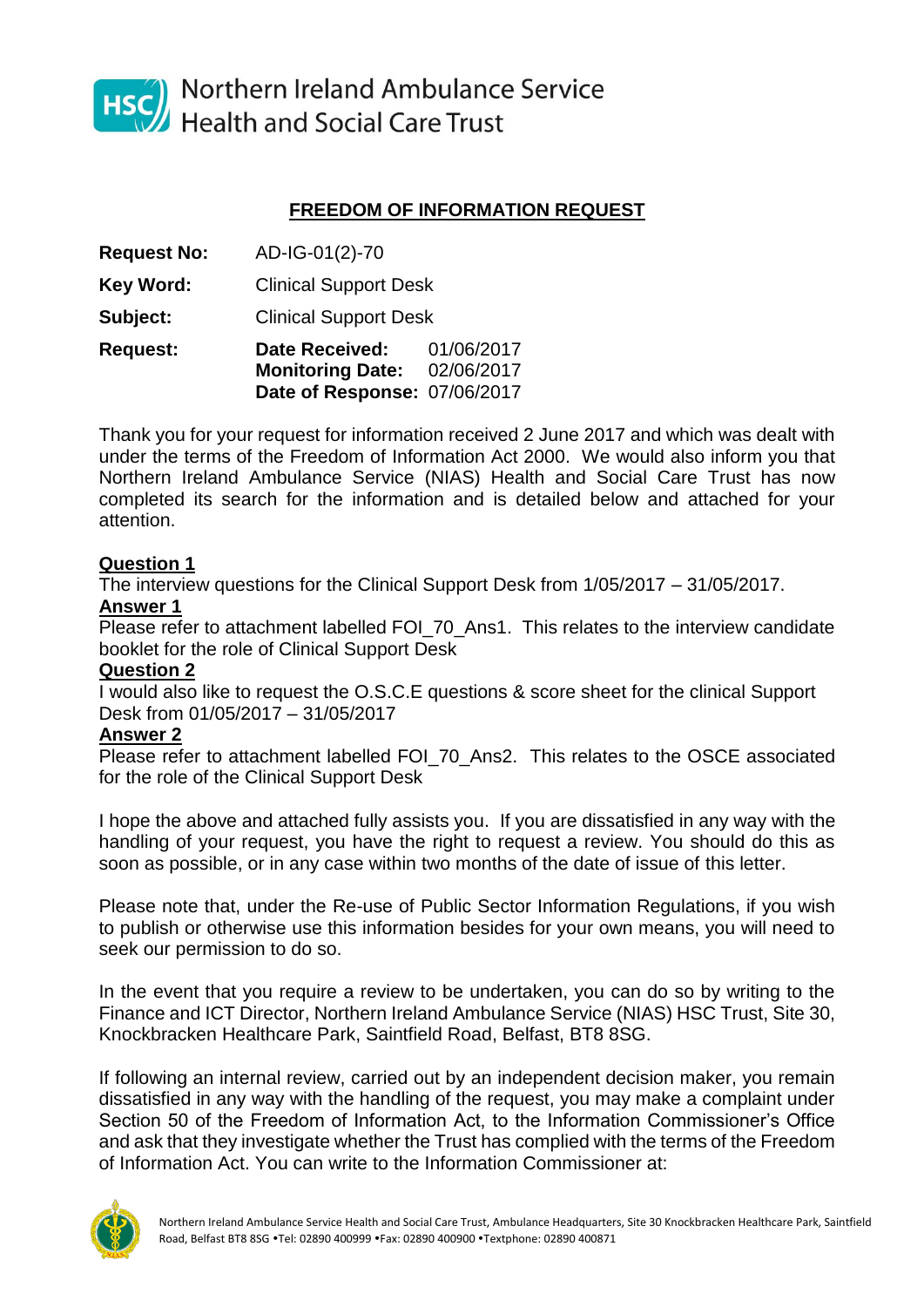Northern Ireland Ambulance Service
Health and Social Care Trust

## FREEDOM OF INFORMATION REQUEST

**Request No:** AD-IG-01(2)-70

**Key Word:** Clinical Support Desk

**Subject:** Clinical Support Desk

**Request:**
**Date Received:** 01/06/2017
**Monitoring Date:** 02/06/2017
**Date of Response:** 07/06/2017

Thank you for your request for information received 2 June 2017 and which was dealt with under the terms of the Freedom of Information Act 2000. We would also inform you that Northern Ireland Ambulance Service (NIAS) Health and Social Care Trust has now completed its search for the information and is detailed below and attached for your attention.

**Question 1**

The interview questions for the Clinical Support Desk from 1/05/2017 – 31/05/2017.

**Answer 1**

Please refer to attachment labelled FOI_70_Ans1. This relates to the interview candidate booklet for the role of Clinical Support Desk

**Question 2**

I would also like to request the O.S.C.E questions & score sheet for the clinical Support Desk from 01/05/2017 – 31/05/2017

**Answer 2**

Please refer to attachment labelled FOI_70_Ans2. This relates to the OSCE associated for the role of the Clinical Support Desk

I hope the above and attached fully assists you. If you are dissatisfied in any way with the handling of your request, you have the right to request a review. You should do this as soon as possible, or in any case within two months of the date of issue of this letter.

Please note that, under the Re-use of Public Sector Information Regulations, if you wish to publish or otherwise use this information besides for your own means, you will need to seek our permission to do so.

In the event that you require a review to be undertaken, you can do so by writing to the Finance and ICT Director, Northern Ireland Ambulance Service (NIAS) HSC Trust, Site 30, Knockbracken Healthcare Park, Saintfield Road, Belfast, BT8 8SG.

If following an internal review, carried out by an independent decision maker, you remain dissatisfied in any way with the handling of the request, you may make a complaint under Section 50 of the Freedom of Information Act, to the Information Commissioner's Office and ask that they investigate whether the Trust has complied with the terms of the Freedom of Information Act. You can write to the Information Commissioner at: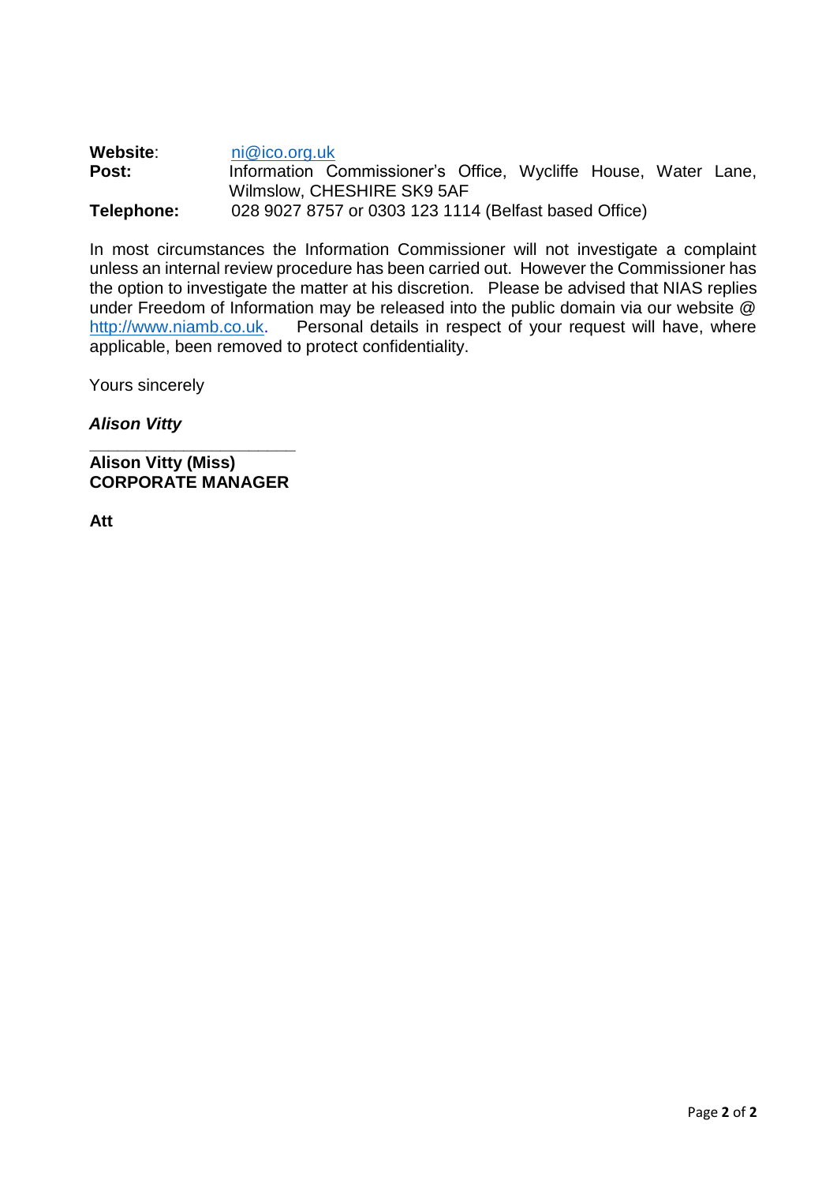**Website**: ni@ico.org.uk
**Post:** Information Commissioner's Office, Wycliffe House, Water Lane, Wilmslow, CHESHIRE SK9 5AF
**Telephone:** 028 9027 8757 or 0303 123 1114 (Belfast based Office)

In most circumstances the Information Commissioner will not investigate a complaint unless an internal review procedure has been carried out. However the Commissioner has the option to investigate the matter at his discretion. Please be advised that NIAS replies under Freedom of Information may be released into the public domain via our website @ http://www.niamb.co.uk. Personal details in respect of your request will have, where applicable, been removed to protect confidentiality.

Yours sincerely

***Alison Vitty***

______________________

**Alison Vitty (Miss)**
**CORPORATE MANAGER**

**Att**